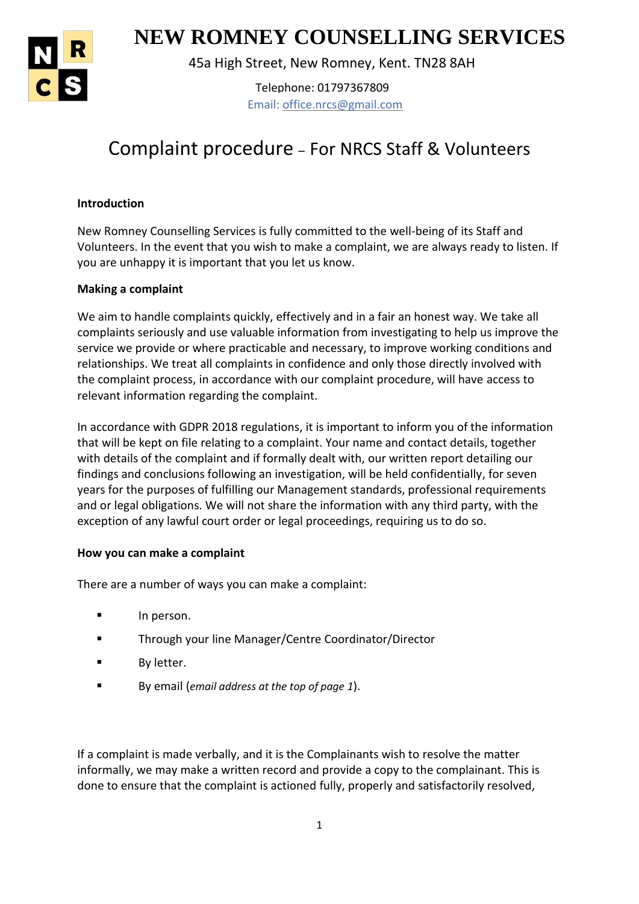# NEW ROMNEY COUNSELLING SERVICES

45a High Street, New Romney, Kent. TN28 8AH

Telephone: 01797367809
Email: office.nrcs@gmail.com

## Complaint procedure – For NRCS Staff & Volunteers

**Introduction**

New Romney Counselling Services is fully committed to the well-being of its Staff and Volunteers. In the event that you wish to make a complaint, we are always ready to listen. If you are unhappy it is important that you let us know.

**Making a complaint**

We aim to handle complaints quickly, effectively and in a fair an honest way. We take all complaints seriously and use valuable information from investigating to help us improve the service we provide or where practicable and necessary, to improve working conditions and relationships. We treat all complaints in confidence and only those directly involved with the complaint process, in accordance with our complaint procedure, will have access to relevant information regarding the complaint.

In accordance with GDPR 2018 regulations, it is important to inform you of the information that will be kept on file relating to a complaint. Your name and contact details, together with details of the complaint and if formally dealt with, our written report detailing our findings and conclusions following an investigation, will be held confidentially, for seven years for the purposes of fulfilling our Management standards, professional requirements and or legal obligations. We will not share the information with any third party, with the exception of any lawful court order or legal proceedings, requiring us to do so.

**How you can make a complaint**

There are a number of ways you can make a complaint:

- In person.
- Through your line Manager/Centre Coordinator/Director
- By letter.
- By email (*email address at the top of page 1*).

If a complaint is made verbally, and it is the Complainants wish to resolve the matter informally, we may make a written record and provide a copy to the complainant. This is done to ensure that the complaint is actioned fully, properly and satisfactorily resolved,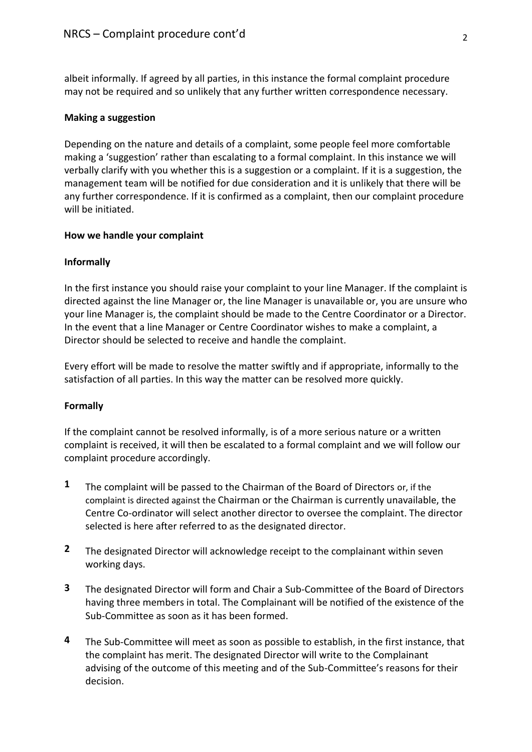albeit informally. If agreed by all parties, in this instance the formal complaint procedure may not be required and so unlikely that any further written correspondence necessary.

**Making a suggestion**

Depending on the nature and details of a complaint, some people feel more comfortable making a 'suggestion' rather than escalating to a formal complaint. In this instance we will verbally clarify with you whether this is a suggestion or a complaint. If it is a suggestion, the management team will be notified for due consideration and it is unlikely that there will be any further correspondence. If it is confirmed as a complaint, then our complaint procedure will be initiated.

**How we handle your complaint**

**Informally**

In the first instance you should raise your complaint to your line Manager. If the complaint is directed against the line Manager or, the line Manager is unavailable or, you are unsure who your line Manager is, the complaint should be made to the Centre Coordinator or a Director. In the event that a line Manager or Centre Coordinator wishes to make a complaint, a Director should be selected to receive and handle the complaint.

Every effort will be made to resolve the matter swiftly and if appropriate, informally to the satisfaction of all parties. In this way the matter can be resolved more quickly.

**Formally**

If the complaint cannot be resolved informally, is of a more serious nature or a written complaint is received, it will then be escalated to a formal complaint and we will follow our complaint procedure accordingly.

1. The complaint will be passed to the Chairman of the Board of Directors or, if the complaint is directed against the Chairman or the Chairman is currently unavailable, the Centre Co-ordinator will select another director to oversee the complaint. The director selected is here after referred to as the designated director.

2. The designated Director will acknowledge receipt to the complainant within seven working days.

3. The designated Director will form and Chair a Sub-Committee of the Board of Directors having three members in total. The Complainant will be notified of the existence of the Sub-Committee as soon as it has been formed.

4. The Sub-Committee will meet as soon as possible to establish, in the first instance, that the complaint has merit. The designated Director will write to the Complainant advising of the outcome of this meeting and of the Sub-Committee's reasons for their decision.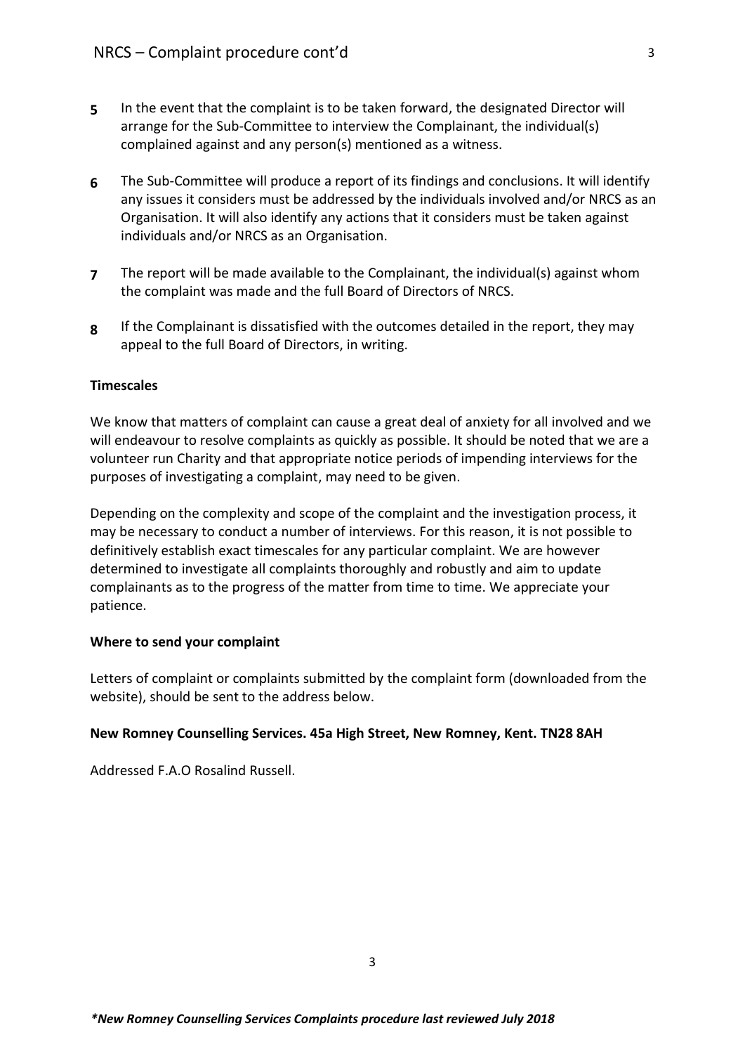5. In the event that the complaint is to be taken forward, the designated Director will arrange for the Sub-Committee to interview the Complainant, the individual(s) complained against and any person(s) mentioned as a witness.

6. The Sub-Committee will produce a report of its findings and conclusions. It will identify any issues it considers must be addressed by the individuals involved and/or NRCS as an Organisation. It will also identify any actions that it considers must be taken against individuals and/or NRCS as an Organisation.

7. The report will be made available to the Complainant, the individual(s) against whom the complaint was made and the full Board of Directors of NRCS.

8. If the Complainant is dissatisfied with the outcomes detailed in the report, they may appeal to the full Board of Directors, in writing.

**Timescales**

We know that matters of complaint can cause a great deal of anxiety for all involved and we will endeavour to resolve complaints as quickly as possible. It should be noted that we are a volunteer run Charity and that appropriate notice periods of impending interviews for the purposes of investigating a complaint, may need to be given.

Depending on the complexity and scope of the complaint and the investigation process, it may be necessary to conduct a number of interviews. For this reason, it is not possible to definitively establish exact timescales for any particular complaint. We are however determined to investigate all complaints thoroughly and robustly and aim to update complainants as to the progress of the matter from time to time. We appreciate your patience.

**Where to send your complaint**

Letters of complaint or complaints submitted by the complaint form (downloaded from the website), should be sent to the address below.

**New Romney Counselling Services. 45a High Street, New Romney, Kent. TN28 8AH**

Addressed F.A.O Rosalind Russell.